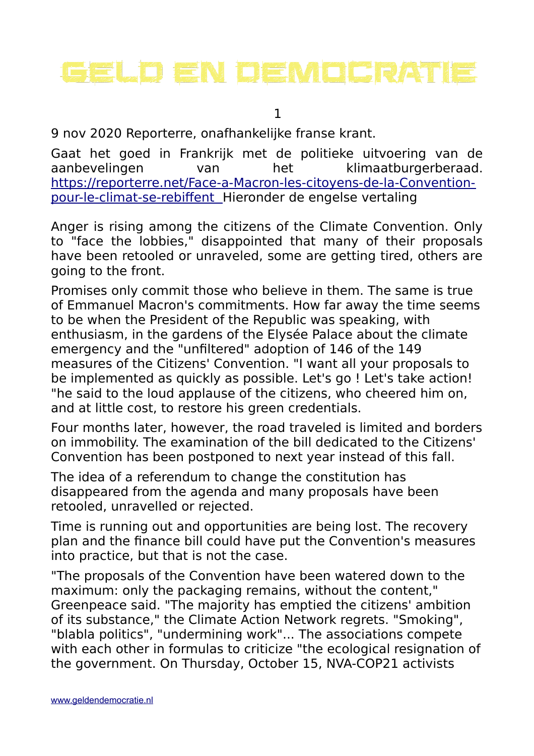# GELD EN DEMOCRATIE

9 nov 2020 Reporterre, onafhankelijke franse krant.

Gaat het goed in Frankrijk met de politieke uitvoering van de aanbevelingen van het klimaatburgerberaad. [https://reporterre.net/Face-a-Macron-les-citoyens-de-la-Convention-pour-le-climat-se-rebiffent](https://reporterre.net/Face-a-Macron-les-citoyens-de-la-Convention-pour-le-climat-se-rebiffent) Hieronder de engelse vertaling

Anger is rising among the citizens of the Climate Convention. Only to "face the lobbies," disappointed that many of their proposals have been retooled or unraveled, some are getting tired, others are going to the front.

Promises only commit those who believe in them. The same is true of Emmanuel Macron's commitments. How far away the time seems to be when the President of the Republic was speaking, with enthusiasm, in the gardens of the Elysée Palace about the climate emergency and the "unfiltered" adoption of 146 of the 149 measures of the Citizens' Convention. "I want all your proposals to be implemented as quickly as possible. Let's go ! Let's take action! "he said to the loud applause of the citizens, who cheered him on, and at little cost, to restore his green credentials.

Four months later, however, the road traveled is limited and borders on immobility. The examination of the bill dedicated to the Citizens' Convention has been postponed to next year instead of this fall.

The idea of a referendum to change the constitution has disappeared from the agenda and many proposals have been retooled, unravelled or rejected.

Time is running out and opportunities are being lost. The recovery plan and the finance bill could have put the Convention's measures into practice, but that is not the case.

"The proposals of the Convention have been watered down to the maximum: only the packaging remains, without the content," Greenpeace said. "The majority has emptied the citizens' ambition of its substance," the Climate Action Network regrets. "Smoking", "blabla politics", "undermining work"... The associations compete with each other in formulas to criticize "the ecological resignation of the government. On Thursday, October 15, NVA-COP21 activists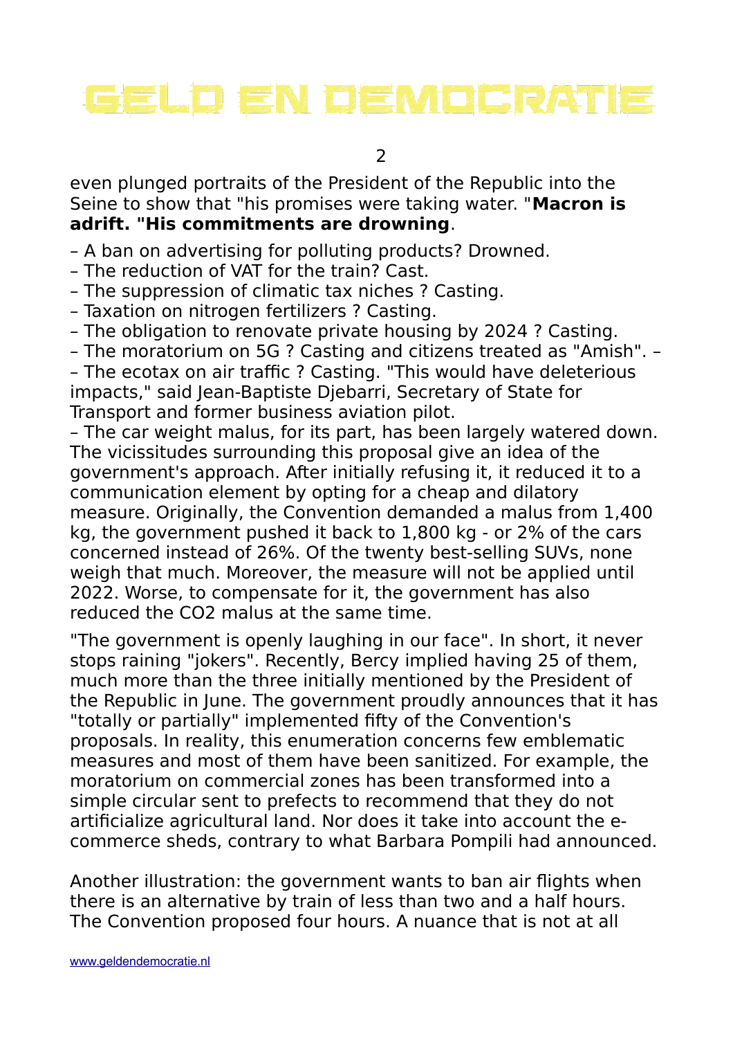even plunged portraits of the President of the Republic into the Seine to show that "his promises were taking water. "**Macron is adrift. "His commitments are drowning**.

– A ban on advertising for polluting products? Drowned.
– The reduction of VAT for the train? Cast.
– The suppression of climatic tax niches ? Casting.
– Taxation on nitrogen fertilizers ? Casting.
– The obligation to renovate private housing by 2024 ? Casting.
– The moratorium on 5G ? Casting and citizens treated as "Amish". –
– The ecotax on air traffic ? Casting. "This would have deleterious impacts," said Jean-Baptiste Djebarri, Secretary of State for Transport and former business aviation pilot.
– The car weight malus, for its part, has been largely watered down. The vicissitudes surrounding this proposal give an idea of the government's approach. After initially refusing it, it reduced it to a communication element by opting for a cheap and dilatory measure. Originally, the Convention demanded a malus from 1,400 kg, the government pushed it back to 1,800 kg - or 2% of the cars concerned instead of 26%. Of the twenty best-selling SUVs, none weigh that much. Moreover, the measure will not be applied until 2022. Worse, to compensate for it, the government has also reduced the $CO_2$ malus at the same time.

"The government is openly laughing in our face". In short, it never stops raining "jokers". Recently, Bercy implied having 25 of them, much more than the three initially mentioned by the President of the Republic in June. The government proudly announces that it has "totally or partially" implemented fifty of the Convention's proposals. In reality, this enumeration concerns few emblematic measures and most of them have been sanitized. For example, the moratorium on commercial zones has been transformed into a simple circular sent to prefects to recommend that they do not artificialize agricultural land. Nor does it take into account the e-commerce sheds, contrary to what Barbara Pompili had announced.

Another illustration: the government wants to ban air flights when there is an alternative by train of less than two and a half hours. The Convention proposed four hours. A nuance that is not at all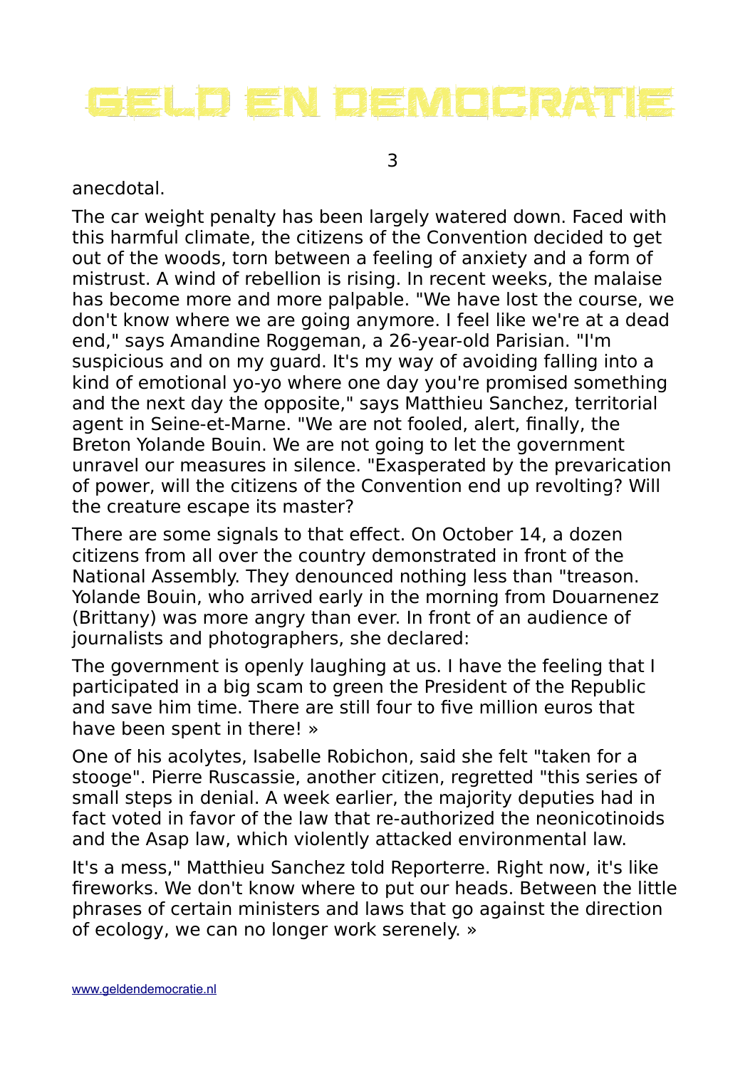anecdotal.

The car weight penalty has been largely watered down. Faced with this harmful climate, the citizens of the Convention decided to get out of the woods, torn between a feeling of anxiety and a form of mistrust. A wind of rebellion is rising. In recent weeks, the malaise has become more and more palpable. "We have lost the course, we don't know where we are going anymore. I feel like we're at a dead end," says Amandine Roggeman, a 26-year-old Parisian. "I'm suspicious and on my guard. It's my way of avoiding falling into a kind of emotional yo-yo where one day you're promised something and the next day the opposite," says Matthieu Sanchez, territorial agent in Seine-et-Marne. "We are not fooled, alert, finally, the Breton Yolande Bouin. We are not going to let the government unravel our measures in silence. "Exasperated by the prevarication of power, will the citizens of the Convention end up revolting? Will the creature escape its master?

There are some signals to that effect. On October 14, a dozen citizens from all over the country demonstrated in front of the National Assembly. They denounced nothing less than "treason. Yolande Bouin, who arrived early in the morning from Douarnenez (Brittany) was more angry than ever. In front of an audience of journalists and photographers, she declared:

The government is openly laughing at us. I have the feeling that I participated in a big scam to green the President of the Republic and save him time. There are still four to five million euros that have been spent in there! »

One of his acolytes, Isabelle Robichon, said she felt "taken for a stooge". Pierre Ruscassie, another citizen, regretted "this series of small steps in denial. A week earlier, the majority deputies had in fact voted in favor of the law that re-authorized the neonicotinoids and the Asap law, which violently attacked environmental law.

It's a mess," Matthieu Sanchez told Reporterre. Right now, it's like fireworks. We don't know where to put our heads. Between the little phrases of certain ministers and laws that go against the direction of ecology, we can no longer work serenely. »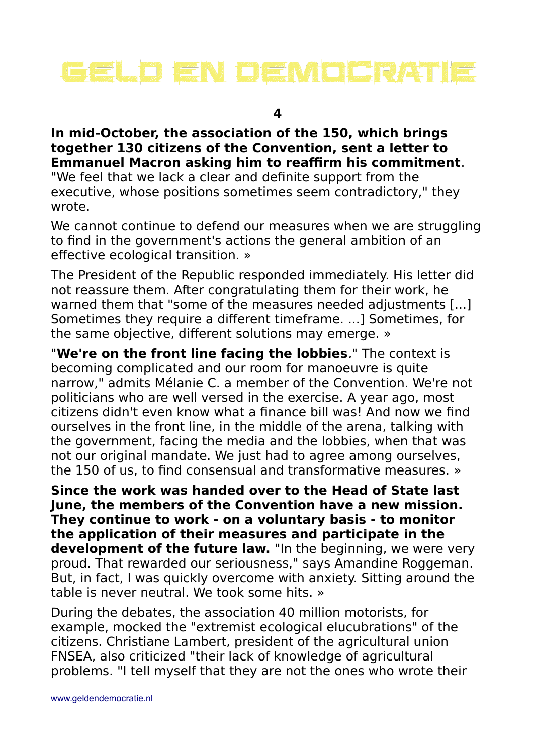**In mid-October, the association of the 150, which brings together 130 citizens of the Convention, sent a letter to Emmanuel Macron asking him to reaffirm his commitment**. "We feel that we lack a clear and definite support from the executive, whose positions sometimes seem contradictory," they wrote.

We cannot continue to defend our measures when we are struggling to find in the government's actions the general ambition of an effective ecological transition. »

The President of the Republic responded immediately. His letter did not reassure them. After congratulating them for their work, he warned them that "some of the measures needed adjustments [...] Sometimes they require a different timeframe. ...] Sometimes, for the same objective, different solutions may emerge. »

"**We're on the front line facing the lobbies**." The context is becoming complicated and our room for manoeuvre is quite narrow," admits Mélanie C. a member of the Convention. We're not politicians who are well versed in the exercise. A year ago, most citizens didn't even know what a finance bill was! And now we find ourselves in the front line, in the middle of the arena, talking with the government, facing the media and the lobbies, when that was not our original mandate. We just had to agree among ourselves, the 150 of us, to find consensual and transformative measures. »

**Since the work was handed over to the Head of State last June, the members of the Convention have a new mission. They continue to work - on a voluntary basis - to monitor the application of their measures and participate in the development of the future law.** "In the beginning, we were very proud. That rewarded our seriousness," says Amandine Roggeman. But, in fact, I was quickly overcome with anxiety. Sitting around the table is never neutral. We took some hits. »

During the debates, the association 40 million motorists, for example, mocked the "extremist ecological elucubrations" of the citizens. Christiane Lambert, president of the agricultural union FNSEA, also criticized "their lack of knowledge of agricultural problems. "I tell myself that they are not the ones who wrote their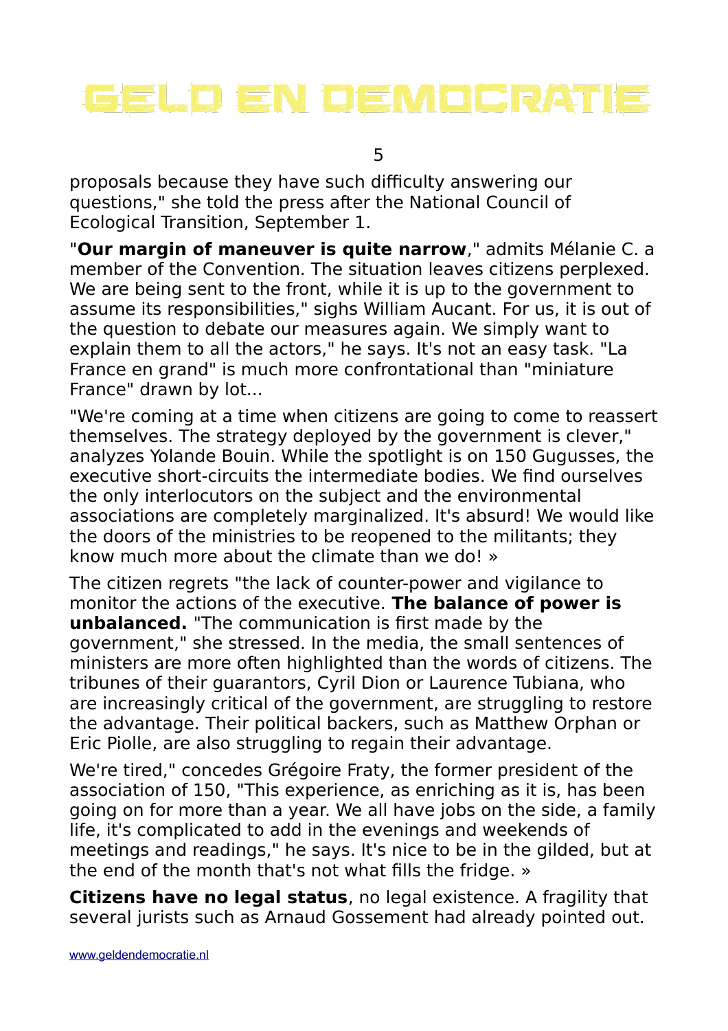proposals because they have such difficulty answering our questions," she told the press after the National Council of Ecological Transition, September 1.

"**Our margin of maneuver is quite narrow**," admits Mélanie C. a member of the Convention. The situation leaves citizens perplexed. We are being sent to the front, while it is up to the government to assume its responsibilities," sighs William Aucant. For us, it is out of the question to debate our measures again. We simply want to explain them to all the actors," he says. It's not an easy task. "La France en grand" is much more confrontational than "miniature France" drawn by lot...

"We're coming at a time when citizens are going to come to reassert themselves. The strategy deployed by the government is clever," analyzes Yolande Bouin. While the spotlight is on 150 Gugusses, the executive short-circuits the intermediate bodies. We find ourselves the only interlocutors on the subject and the environmental associations are completely marginalized. It's absurd! We would like the doors of the ministries to be reopened to the militants; they know much more about the climate than we do! »

The citizen regrets "the lack of counter-power and vigilance to monitor the actions of the executive. **The balance of power is unbalanced.** "The communication is first made by the government," she stressed. In the media, the small sentences of ministers are more often highlighted than the words of citizens. The tribunes of their guarantors, Cyril Dion or Laurence Tubiana, who are increasingly critical of the government, are struggling to restore the advantage. Their political backers, such as Matthew Orphan or Eric Piolle, are also struggling to regain their advantage.

We're tired," concedes Grégoire Fraty, the former president of the association of 150, "This experience, as enriching as it is, has been going on for more than a year. We all have jobs on the side, a family life, it's complicated to add in the evenings and weekends of meetings and readings," he says. It's nice to be in the gilded, but at the end of the month that's not what fills the fridge. »

**Citizens have no legal status**, no legal existence. A fragility that several jurists such as Arnaud Gossement had already pointed out.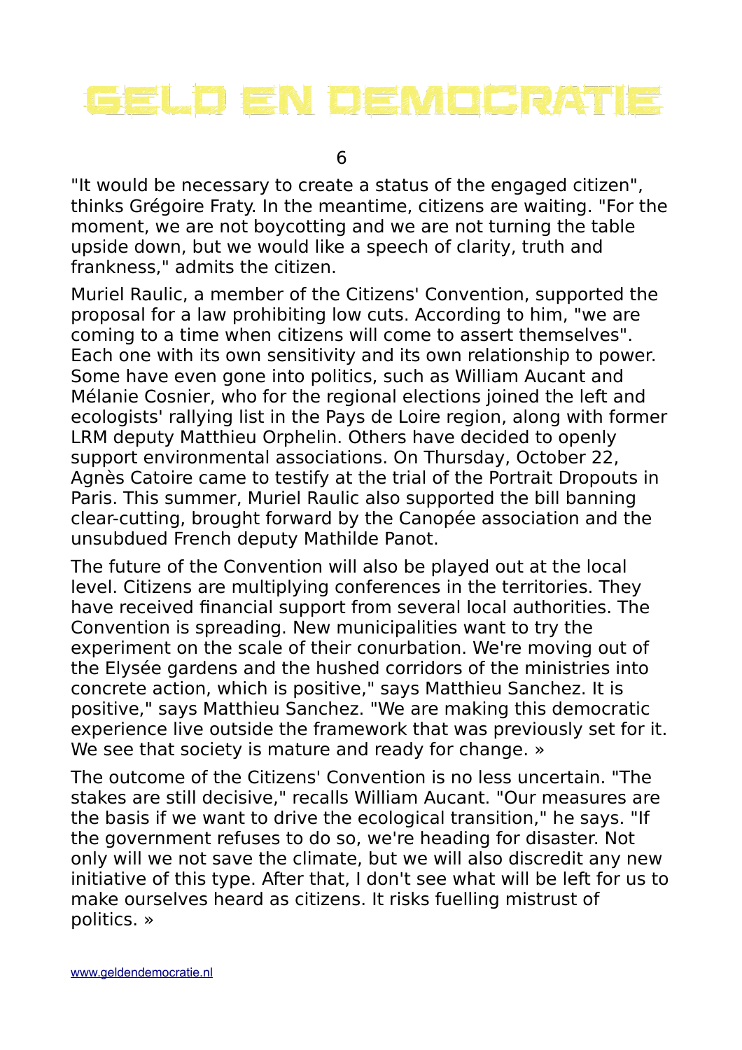"It would be necessary to create a status of the engaged citizen", thinks Grégoire Fraty. In the meantime, citizens are waiting. "For the moment, we are not boycotting and we are not turning the table upside down, but we would like a speech of clarity, truth and frankness," admits the citizen.

Muriel Raulic, a member of the Citizens' Convention, supported the proposal for a law prohibiting low cuts. According to him, "we are coming to a time when citizens will come to assert themselves". Each one with its own sensitivity and its own relationship to power. Some have even gone into politics, such as William Aucant and Mélanie Cosnier, who for the regional elections joined the left and ecologists' rallying list in the Pays de Loire region, along with former LRM deputy Matthieu Orphelin. Others have decided to openly support environmental associations. On Thursday, October 22, Agnès Catoire came to testify at the trial of the Portrait Dropouts in Paris. This summer, Muriel Raulic also supported the bill banning clear-cutting, brought forward by the Canopée association and the unsubdued French deputy Mathilde Panot.

The future of the Convention will also be played out at the local level. Citizens are multiplying conferences in the territories. They have received financial support from several local authorities. The Convention is spreading. New municipalities want to try the experiment on the scale of their conurbation. We're moving out of the Elysée gardens and the hushed corridors of the ministries into concrete action, which is positive," says Matthieu Sanchez. It is positive," says Matthieu Sanchez. "We are making this democratic experience live outside the framework that was previously set for it. We see that society is mature and ready for change. »

The outcome of the Citizens' Convention is no less uncertain. "The stakes are still decisive," recalls William Aucant. "Our measures are the basis if we want to drive the ecological transition," he says. "If the government refuses to do so, we're heading for disaster. Not only will we not save the climate, but we will also discredit any new initiative of this type. After that, I don't see what will be left for us to make ourselves heard as citizens. It risks fuelling mistrust of politics. »